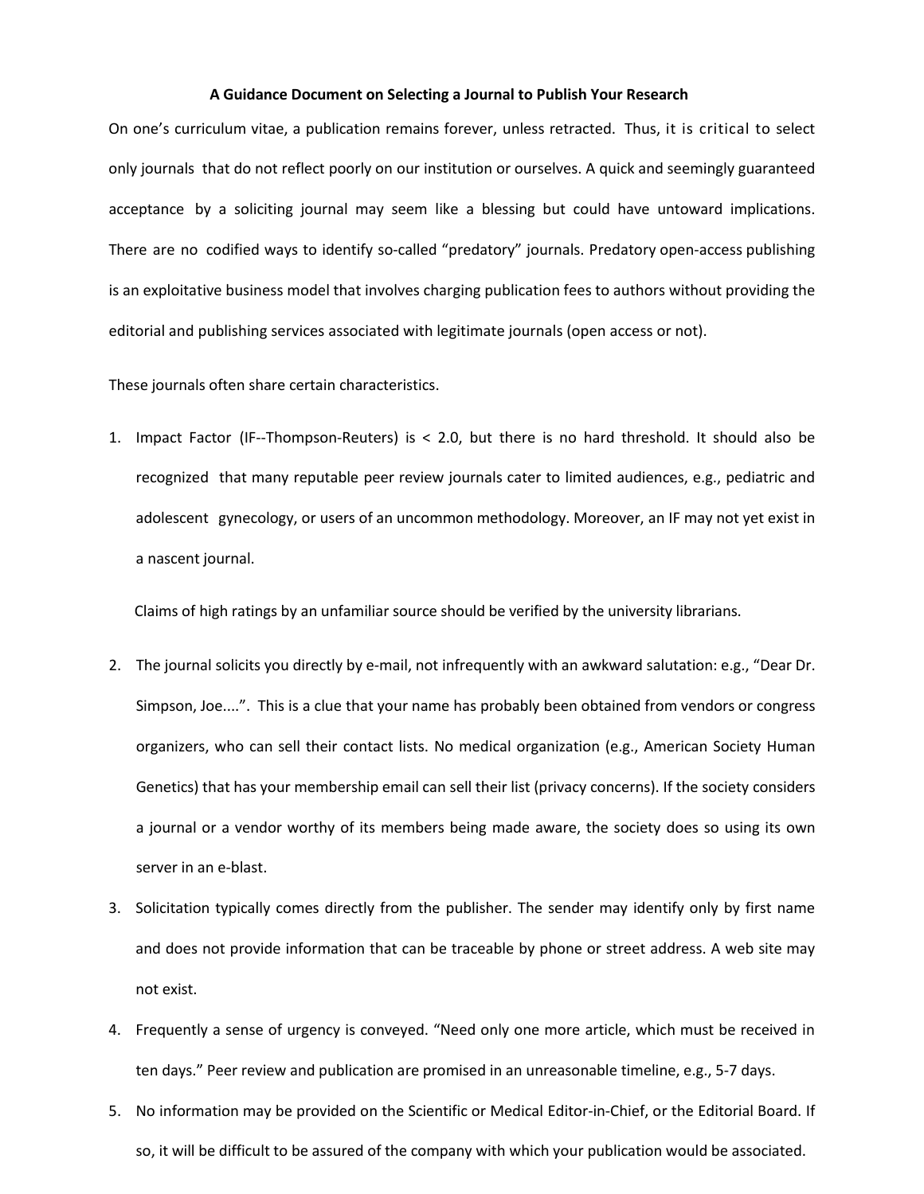# A Guidance Document on Selecting a Journal to Publish Your Research

On one's curriculum vitae, a publication remains forever, unless retracted. Thus, it is critical to select only journals that do not reflect poorly on our institution or ourselves. A quick and seemingly guaranteed acceptance by a soliciting journal may seem like a blessing but could have untoward implications. There are no codified ways to identify so-called "predatory" journals. Predatory open-access publishing is an exploitative business model that involves charging publication fees to authors without providing the editorial and publishing services associated with legitimate journals (open access or not).

These journals often share certain characteristics.

1. Impact Factor (IF--Thompson-Reuters) is < 2.0, but there is no hard threshold. It should also be recognized that many reputable peer review journals cater to limited audiences, e.g., pediatric and adolescent gynecology, or users of an uncommon methodology. Moreover, an IF may not yet exist in a nascent journal.

   Claims of high ratings by an unfamiliar source should be verified by the university librarians.

2. The journal solicits you directly by e-mail, not infrequently with an awkward salutation: e.g., "Dear Dr. Simpson, Joe....". This is a clue that your name has probably been obtained from vendors or congress organizers, who can sell their contact lists. No medical organization (e.g., American Society Human Genetics) that has your membership email can sell their list (privacy concerns). If the society considers a journal or a vendor worthy of its members being made aware, the society does so using its own server in an e-blast.
3. Solicitation typically comes directly from the publisher. The sender may identify only by first name and does not provide information that can be traceable by phone or street address. A web site may not exist.
4. Frequently a sense of urgency is conveyed. "Need only one more article, which must be received in ten days." Peer review and publication are promised in an unreasonable timeline, e.g., 5-7 days.
5. No information may be provided on the Scientific or Medical Editor-in-Chief, or the Editorial Board. If so, it will be difficult to be assured of the company with which your publication would be associated.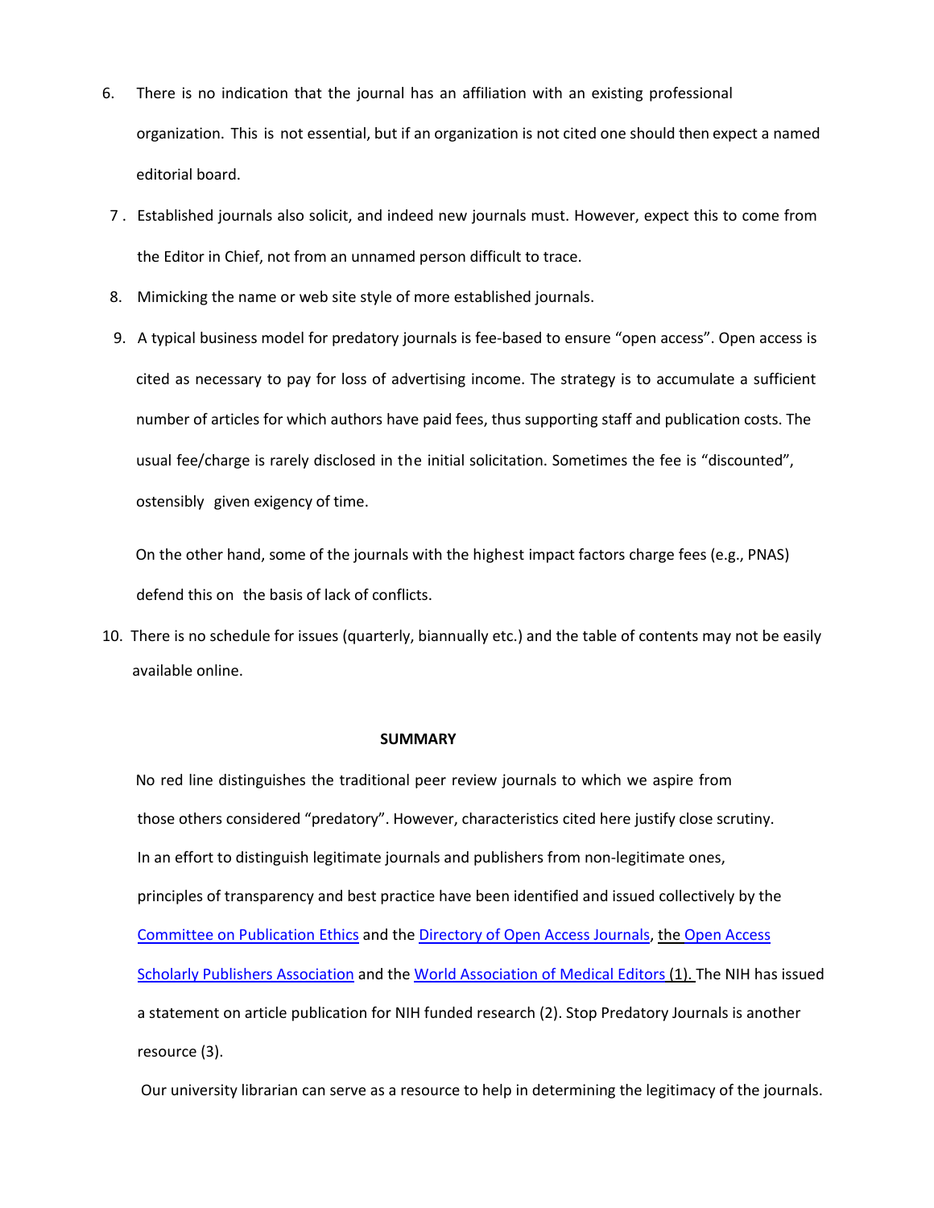6. There is no indication that the journal has an affiliation with an existing professional organization. This is not essential, but if an organization is not cited one should then expect a named editorial board.

7. Established journals also solicit, and indeed new journals must. However, expect this to come from the Editor in Chief, not from an unnamed person difficult to trace.

8. Mimicking the name or web site style of more established journals.

9. A typical business model for predatory journals is fee-based to ensure "open access". Open access is cited as necessary to pay for loss of advertising income. The strategy is to accumulate a sufficient number of articles for which authors have paid fees, thus supporting staff and publication costs. The usual fee/charge is rarely disclosed in the initial solicitation. Sometimes the fee is "discounted", ostensibly given exigency of time.

   On the other hand, some of the journals with the highest impact factors charge fees (e.g., PNAS) defend this on the basis of lack of conflicts.

10. There is no schedule for issues (quarterly, biannually etc.) and the table of contents may not be easily available online.

**SUMMARY**

No red line distinguishes the traditional peer review journals to which we aspire from those others considered "predatory". However, characteristics cited here justify close scrutiny. In an effort to distinguish legitimate journals and publishers from non-legitimate ones, principles of transparency and best practice have been identified and issued collectively by the Committee on Publication Ethics and the Directory of Open Access Journals, the Open Access Scholarly Publishers Association and the World Association of Medical Editors (1). The NIH has issued a statement on article publication for NIH funded research (2). Stop Predatory Journals is another resource (3).

Our university librarian can serve as a resource to help in determining the legitimacy of the journals.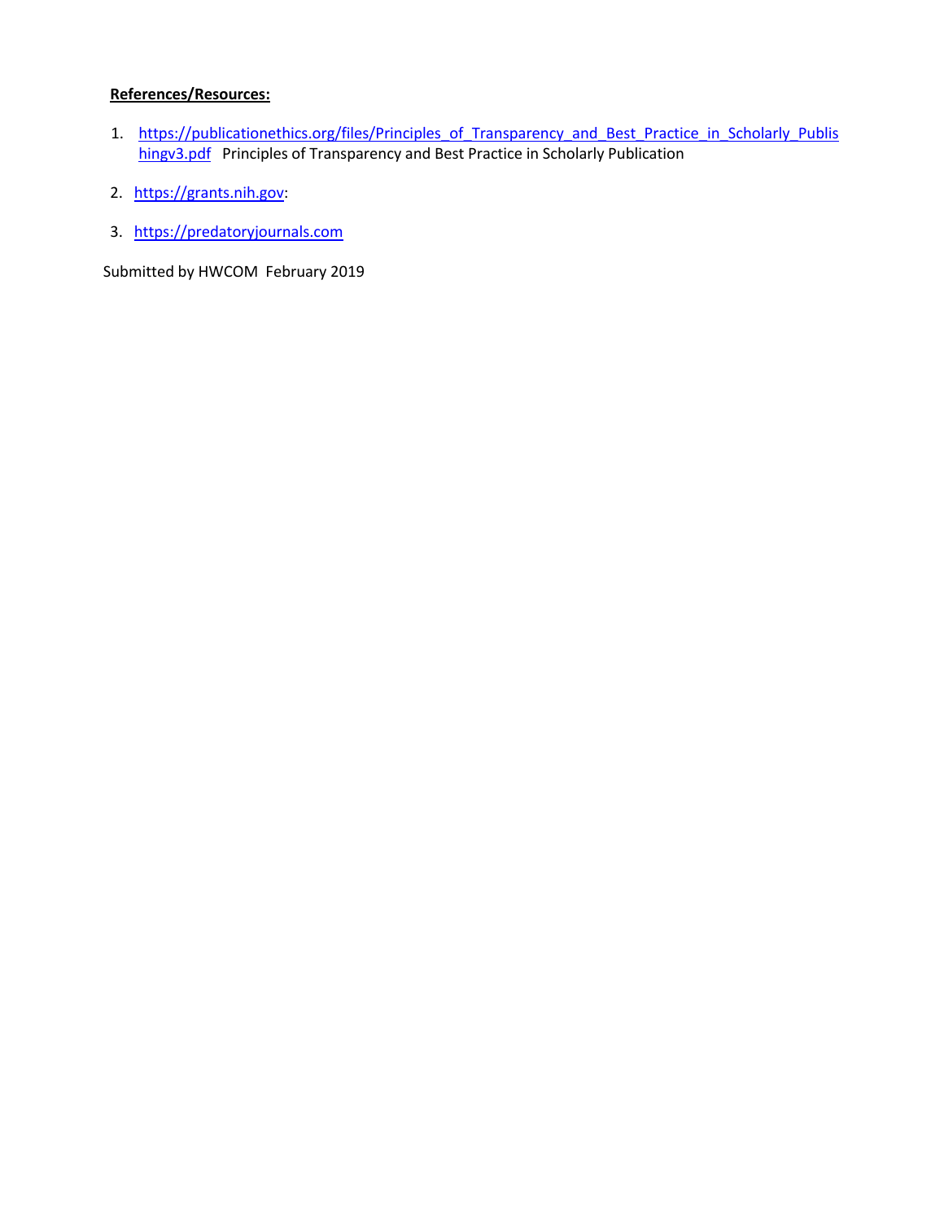**References/Resources:**

1. https://publicationethics.org/files/Principles_of_Transparency_and_Best_Practice_in_Scholarly_Publishingv3.pdf Principles of Transparency and Best Practice in Scholarly Publication

2. https://grants.nih.gov:

3. https://predatoryjournals.com

Submitted by HWCOM February 2019